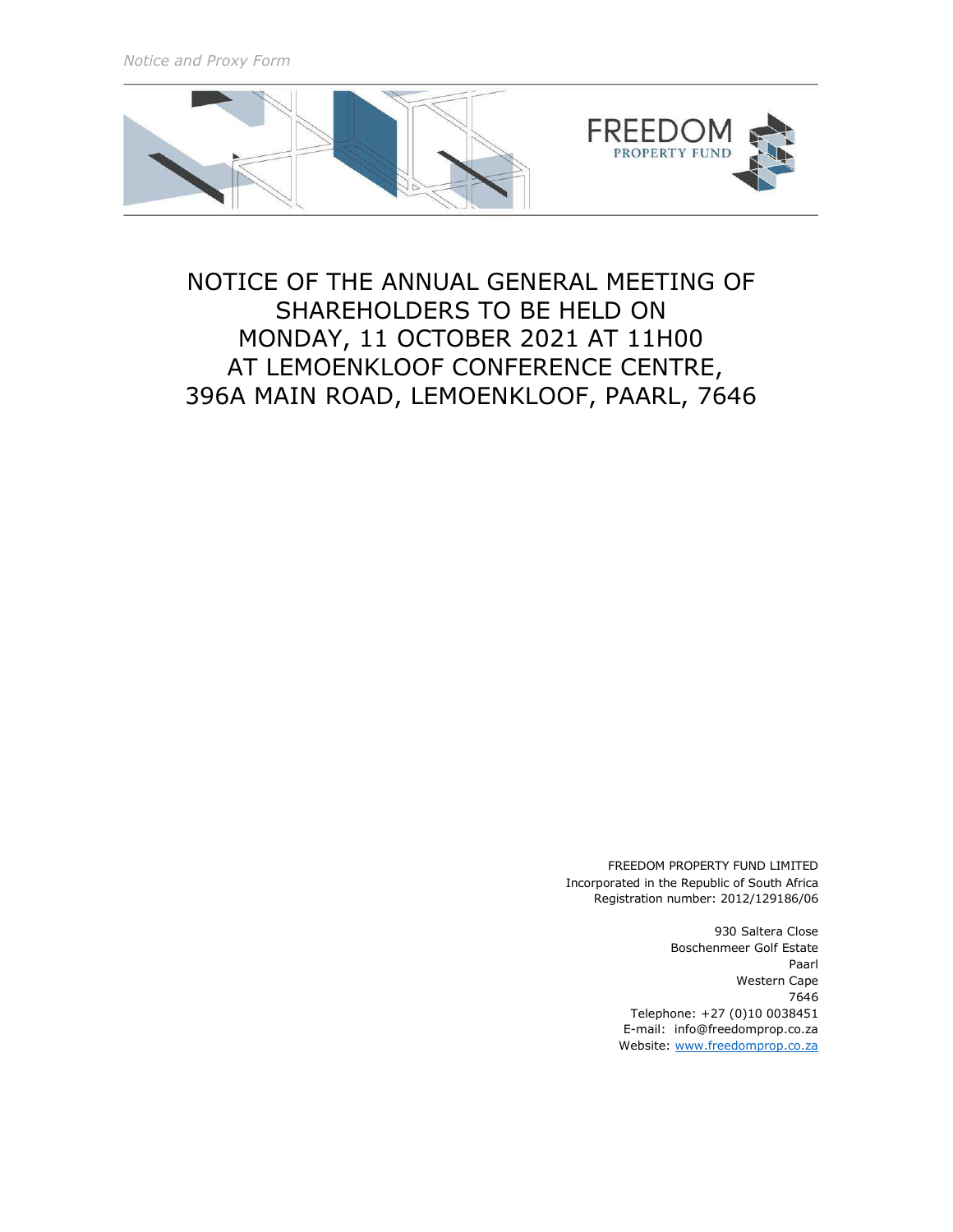FREEDOM
PROPERTY FUND

# NOTICE OF THE ANNUAL GENERAL MEETING OF SHAREHOLDERS TO BE HELD ON MONDAY, 11 OCTOBER 2021 AT 11H00 AT LEMOENKLOOF CONFERENCE CENTRE, 396A MAIN ROAD, LEMOENKLOOF, PAARL, 7646

FREEDOM PROPERTY FUND LIMITED
Incorporated in the Republic of South Africa
Registration number: 2012/129186/06

930 Saltera Close
Boschenmeer Golf Estate
Paarl
Western Cape
7646
Telephone: +27 (0)10 0038451
E-mail: info@freedomprop.co.za
Website: [www.freedomprop.co.za](http://www.freedomprop.co.za)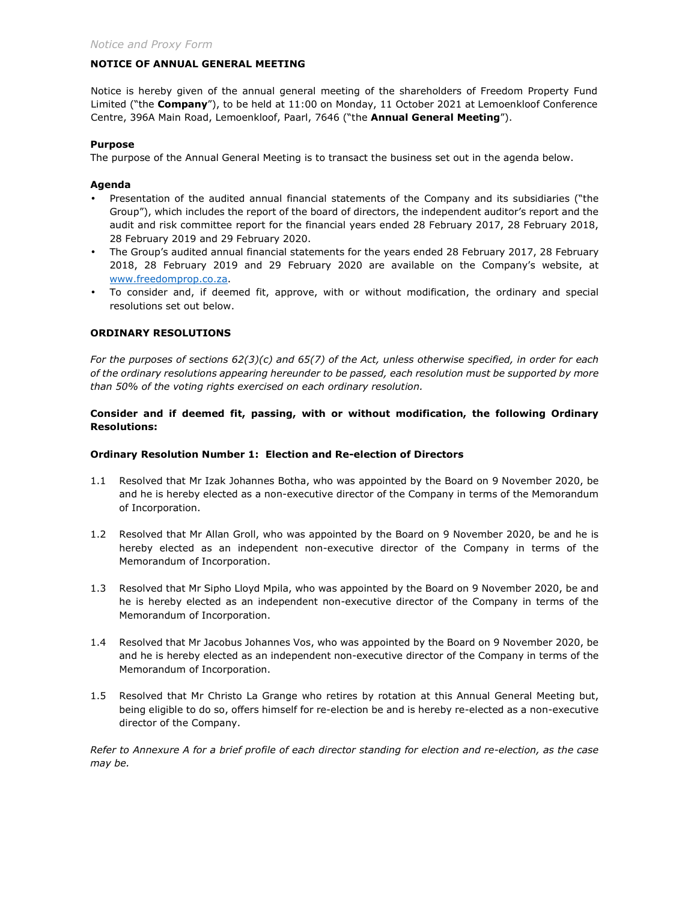*Notice and Proxy Form*

## NOTICE OF ANNUAL GENERAL MEETING

Notice is hereby given of the annual general meeting of the shareholders of Freedom Property Fund Limited ("the **Company**"), to be held at 11:00 on Monday, 11 October 2021 at Lemoenkloof Conference Centre, 396A Main Road, Lemoenkloof, Paarl, 7646 ("the **Annual General Meeting**").

**Purpose**

The purpose of the Annual General Meeting is to transact the business set out in the agenda below.

**Agenda**

- Presentation of the audited annual financial statements of the Company and its subsidiaries ("the Group"), which includes the report of the board of directors, the independent auditor's report and the audit and risk committee report for the financial years ended 28 February 2017, 28 February 2018, 28 February 2019 and 29 February 2020.
- The Group's audited annual financial statements for the years ended 28 February 2017, 28 February 2018, 28 February 2019 and 29 February 2020 are available on the Company's website, at www.freedomprop.co.za.
- To consider and, if deemed fit, approve, with or without modification, the ordinary and special resolutions set out below.

## ORDINARY RESOLUTIONS

*For the purposes of sections 62(3)(c) and 65(7) of the Act, unless otherwise specified, in order for each of the ordinary resolutions appearing hereunder to be passed, each resolution must be supported by more than 50% of the voting rights exercised on each ordinary resolution.*

**Consider and if deemed fit, passing, with or without modification, the following Ordinary Resolutions:**

**Ordinary Resolution Number 1: Election and Re-election of Directors**

1.1 Resolved that Mr Izak Johannes Botha, who was appointed by the Board on 9 November 2020, be and he is hereby elected as a non-executive director of the Company in terms of the Memorandum of Incorporation.

1.2 Resolved that Mr Allan Groll, who was appointed by the Board on 9 November 2020, be and he is hereby elected as an independent non-executive director of the Company in terms of the Memorandum of Incorporation.

1.3 Resolved that Mr Sipho Lloyd Mpila, who was appointed by the Board on 9 November 2020, be and he is hereby elected as an independent non-executive director of the Company in terms of the Memorandum of Incorporation.

1.4 Resolved that Mr Jacobus Johannes Vos, who was appointed by the Board on 9 November 2020, be and he is hereby elected as an independent non-executive director of the Company in terms of the Memorandum of Incorporation.

1.5 Resolved that Mr Christo La Grange who retires by rotation at this Annual General Meeting but, being eligible to do so, offers himself for re-election be and is hereby re-elected as a non-executive director of the Company.

*Refer to Annexure A for a brief profile of each director standing for election and re-election, as the case may be.*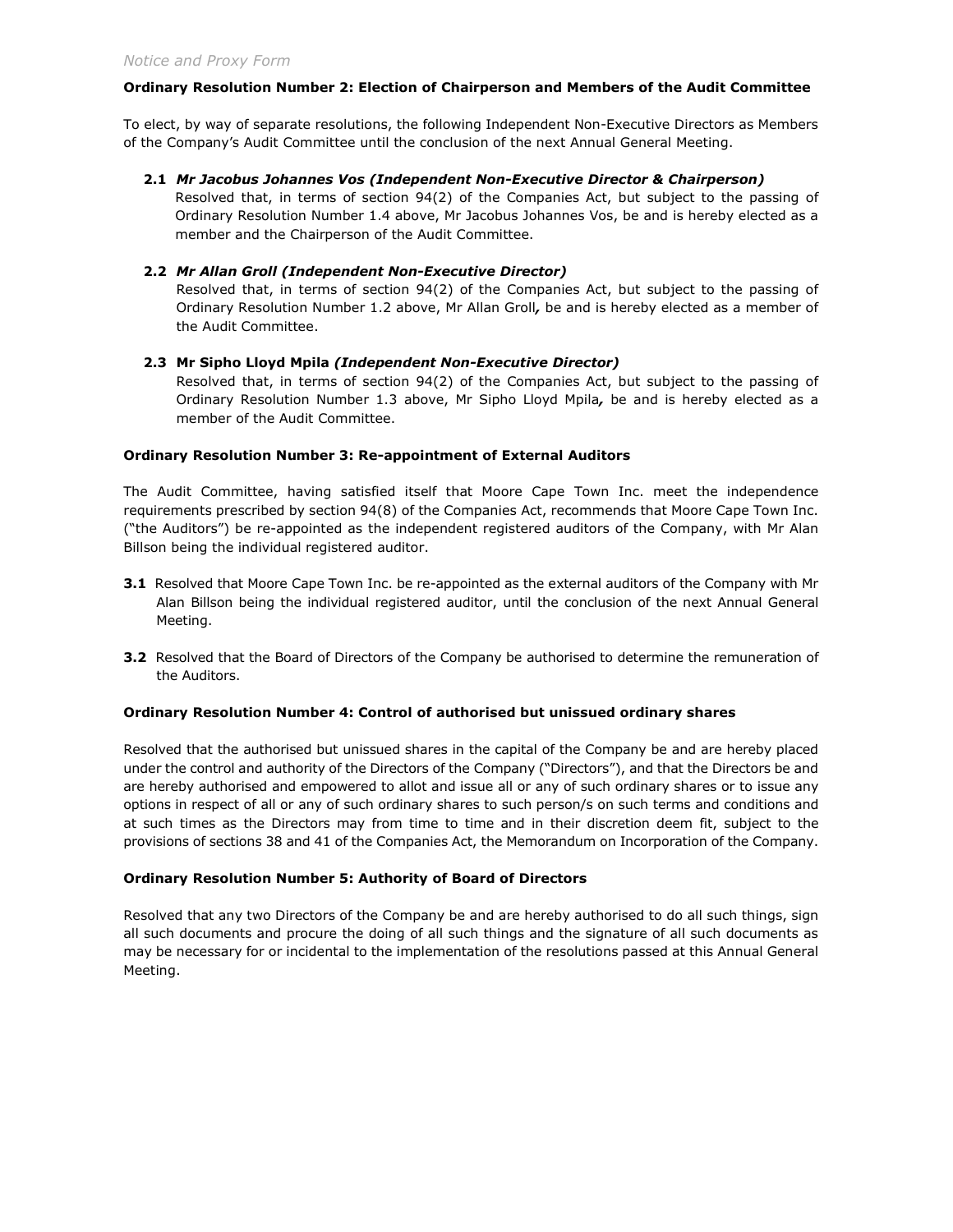**Ordinary Resolution Number 2: Election of Chairperson and Members of the Audit Committee**

To elect, by way of separate resolutions, the following Independent Non-Executive Directors as Members of the Company's Audit Committee until the conclusion of the next Annual General Meeting.

**2.1** ***Mr Jacobus Johannes Vos (Independent Non-Executive Director & Chairperson)***
Resolved that, in terms of section 94(2) of the Companies Act, but subject to the passing of Ordinary Resolution Number 1.4 above, Mr Jacobus Johannes Vos, be and is hereby elected as a member and the Chairperson of the Audit Committee.

**2.2** ***Mr Allan Groll (Independent Non-Executive Director)***
Resolved that, in terms of section 94(2) of the Companies Act, but subject to the passing of Ordinary Resolution Number 1.2 above, Mr Allan Groll*,* be and is hereby elected as a member of the Audit Committee.

**2.3 Mr Sipho Lloyd Mpila** ***(Independent Non-Executive Director)***
Resolved that, in terms of section 94(2) of the Companies Act, but subject to the passing of Ordinary Resolution Number 1.3 above, Mr Sipho Lloyd Mpila*,* be and is hereby elected as a member of the Audit Committee.

**Ordinary Resolution Number 3: Re-appointment of External Auditors**

The Audit Committee, having satisfied itself that Moore Cape Town Inc. meet the independence requirements prescribed by section 94(8) of the Companies Act, recommends that Moore Cape Town Inc. ("the Auditors") be re-appointed as the independent registered auditors of the Company, with Mr Alan Billson being the individual registered auditor.

**3.1** Resolved that Moore Cape Town Inc. be re-appointed as the external auditors of the Company with Mr Alan Billson being the individual registered auditor, until the conclusion of the next Annual General Meeting.

**3.2** Resolved that the Board of Directors of the Company be authorised to determine the remuneration of the Auditors.

**Ordinary Resolution Number 4: Control of authorised but unissued ordinary shares**

Resolved that the authorised but unissued shares in the capital of the Company be and are hereby placed under the control and authority of the Directors of the Company ("Directors"), and that the Directors be and are hereby authorised and empowered to allot and issue all or any of such ordinary shares or to issue any options in respect of all or any of such ordinary shares to such person/s on such terms and conditions and at such times as the Directors may from time to time and in their discretion deem fit, subject to the provisions of sections 38 and 41 of the Companies Act, the Memorandum on Incorporation of the Company.

**Ordinary Resolution Number 5: Authority of Board of Directors**

Resolved that any two Directors of the Company be and are hereby authorised to do all such things, sign all such documents and procure the doing of all such things and the signature of all such documents as may be necessary for or incidental to the implementation of the resolutions passed at this Annual General Meeting.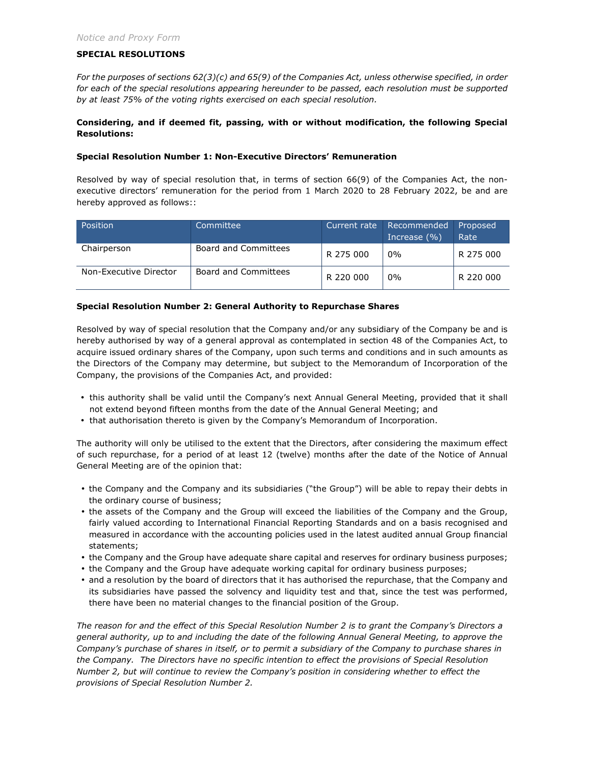## SPECIAL RESOLUTIONS

*For the purposes of sections 62(3)(c) and 65(9) of the Companies Act, unless otherwise specified, in order for each of the special resolutions appearing hereunder to be passed, each resolution must be supported by at least 75% of the voting rights exercised on each special resolution.*

**Considering, and if deemed fit, passing, with or without modification, the following Special Resolutions:**

### Special Resolution Number 1: Non-Executive Directors' Remuneration

Resolved by way of special resolution that, in terms of section 66(9) of the Companies Act, the non-executive directors' remuneration for the period from 1 March 2020 to 28 February 2022, be and are hereby approved as follows::

| Position | Committee | Current rate | Recommended Increase (%) | Proposed Rate |
|---|---|---|---|---|
| Chairperson | Board and Committees | R 275 000 | 0% | R 275 000 |
| Non-Executive Director | Board and Committees | R 220 000 | 0% | R 220 000 |

### Special Resolution Number 2: General Authority to Repurchase Shares

Resolved by way of special resolution that the Company and/or any subsidiary of the Company be and is hereby authorised by way of a general approval as contemplated in section 48 of the Companies Act, to acquire issued ordinary shares of the Company, upon such terms and conditions and in such amounts as the Directors of the Company may determine, but subject to the Memorandum of Incorporation of the Company, the provisions of the Companies Act, and provided:

- this authority shall be valid until the Company's next Annual General Meeting, provided that it shall not extend beyond fifteen months from the date of the Annual General Meeting; and
- that authorisation thereto is given by the Company's Memorandum of Incorporation.

The authority will only be utilised to the extent that the Directors, after considering the maximum effect of such repurchase, for a period of at least 12 (twelve) months after the date of the Notice of Annual General Meeting are of the opinion that:

- the Company and the Company and its subsidiaries ("the Group") will be able to repay their debts in the ordinary course of business;
- the assets of the Company and the Group will exceed the liabilities of the Company and the Group, fairly valued according to International Financial Reporting Standards and on a basis recognised and measured in accordance with the accounting policies used in the latest audited annual Group financial statements;
- the Company and the Group have adequate share capital and reserves for ordinary business purposes;
- the Company and the Group have adequate working capital for ordinary business purposes;
- and a resolution by the board of directors that it has authorised the repurchase, that the Company and its subsidiaries have passed the solvency and liquidity test and that, since the test was performed, there have been no material changes to the financial position of the Group.

*The reason for and the effect of this Special Resolution Number 2 is to grant the Company's Directors a general authority, up to and including the date of the following Annual General Meeting, to approve the Company's purchase of shares in itself, or to permit a subsidiary of the Company to purchase shares in the Company. The Directors have no specific intention to effect the provisions of Special Resolution Number 2, but will continue to review the Company's position in considering whether to effect the provisions of Special Resolution Number 2.*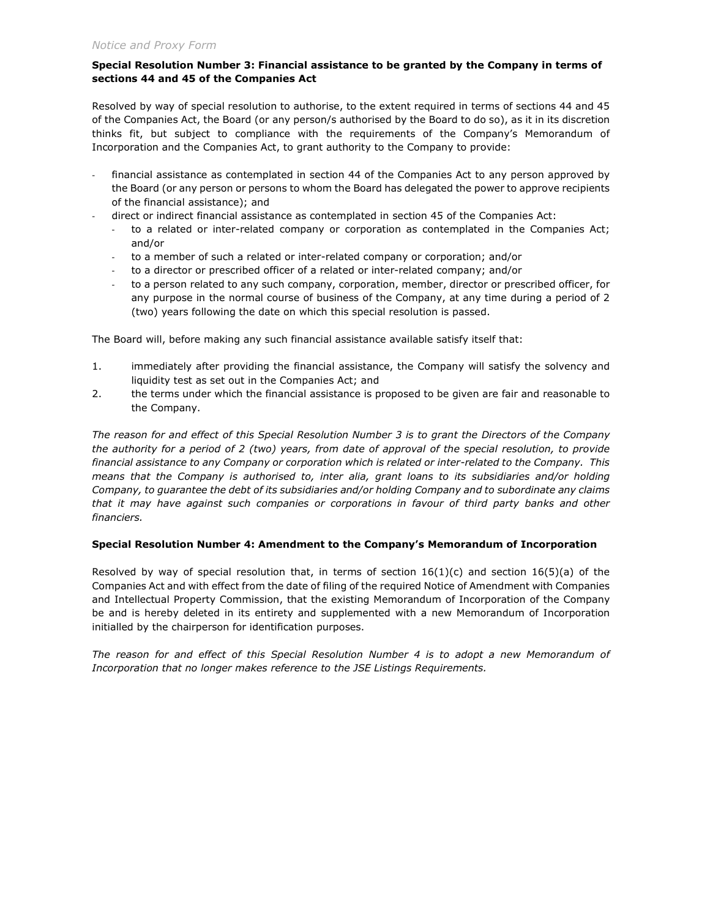**Special Resolution Number 3: Financial assistance to be granted by the Company in terms of sections 44 and 45 of the Companies Act**

Resolved by way of special resolution to authorise, to the extent required in terms of sections 44 and 45 of the Companies Act, the Board (or any person/s authorised by the Board to do so), as it in its discretion thinks fit, but subject to compliance with the requirements of the Company's Memorandum of Incorporation and the Companies Act, to grant authority to the Company to provide:

- financial assistance as contemplated in section 44 of the Companies Act to any person approved by the Board (or any person or persons to whom the Board has delegated the power to approve recipients of the financial assistance); and
- direct or indirect financial assistance as contemplated in section 45 of the Companies Act:
  - to a related or inter-related company or corporation as contemplated in the Companies Act; and/or
  - to a member of such a related or inter-related company or corporation; and/or
  - to a director or prescribed officer of a related or inter-related company; and/or
  - to a person related to any such company, corporation, member, director or prescribed officer, for any purpose in the normal course of business of the Company, at any time during a period of 2 (two) years following the date on which this special resolution is passed.

The Board will, before making any such financial assistance available satisfy itself that:

1. immediately after providing the financial assistance, the Company will satisfy the solvency and liquidity test as set out in the Companies Act; and
2. the terms under which the financial assistance is proposed to be given are fair and reasonable to the Company.

*The reason for and effect of this Special Resolution Number 3 is to grant the Directors of the Company the authority for a period of 2 (two) years, from date of approval of the special resolution, to provide financial assistance to any Company or corporation which is related or inter-related to the Company. This means that the Company is authorised to, inter alia, grant loans to its subsidiaries and/or holding Company, to guarantee the debt of its subsidiaries and/or holding Company and to subordinate any claims that it may have against such companies or corporations in favour of third party banks and other financiers.*

**Special Resolution Number 4: Amendment to the Company's Memorandum of Incorporation**

Resolved by way of special resolution that, in terms of section 16(1)(c) and section 16(5)(a) of the Companies Act and with effect from the date of filing of the required Notice of Amendment with Companies and Intellectual Property Commission, that the existing Memorandum of Incorporation of the Company be and is hereby deleted in its entirety and supplemented with a new Memorandum of Incorporation initialled by the chairperson for identification purposes.

*The reason for and effect of this Special Resolution Number 4 is to adopt a new Memorandum of Incorporation that no longer makes reference to the JSE Listings Requirements.*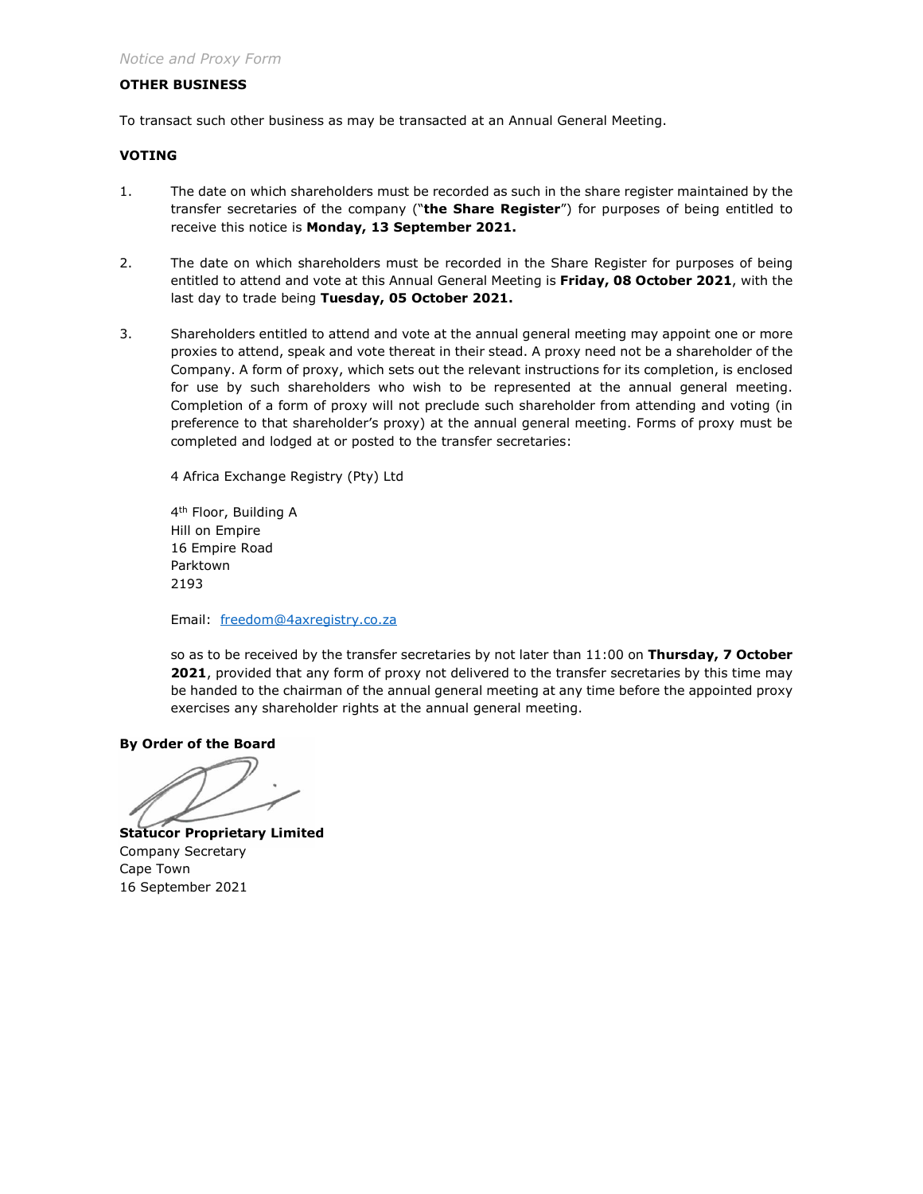## OTHER BUSINESS

To transact such other business as may be transacted at an Annual General Meeting.

## VOTING

1. The date on which shareholders must be recorded as such in the share register maintained by the transfer secretaries of the company ("**the Share Register**") for purposes of being entitled to receive this notice is **Monday, 13 September 2021.**

2. The date on which shareholders must be recorded in the Share Register for purposes of being entitled to attend and vote at this Annual General Meeting is **Friday, 08 October 2021**, with the last day to trade being **Tuesday, 05 October 2021.**

3. Shareholders entitled to attend and vote at the annual general meeting may appoint one or more proxies to attend, speak and vote thereat in their stead. A proxy need not be a shareholder of the Company. A form of proxy, which sets out the relevant instructions for its completion, is enclosed for use by such shareholders who wish to be represented at the annual general meeting. Completion of a form of proxy will not preclude such shareholder from attending and voting (in preference to that shareholder's proxy) at the annual general meeting. Forms of proxy must be completed and lodged at or posted to the transfer secretaries:

   4 Africa Exchange Registry (Pty) Ltd

   4th Floor, Building A
   Hill on Empire
   16 Empire Road
   Parktown
   2193

   Email: freedom@4axregistry.co.za

   so as to be received by the transfer secretaries by not later than 11:00 on **Thursday, 7 October 2021**, provided that any form of proxy not delivered to the transfer secretaries by this time may be handed to the chairman of the annual general meeting at any time before the appointed proxy exercises any shareholder rights at the annual general meeting.

**By Order of the Board**

**Statucor Proprietary Limited**
Company Secretary
Cape Town
16 September 2021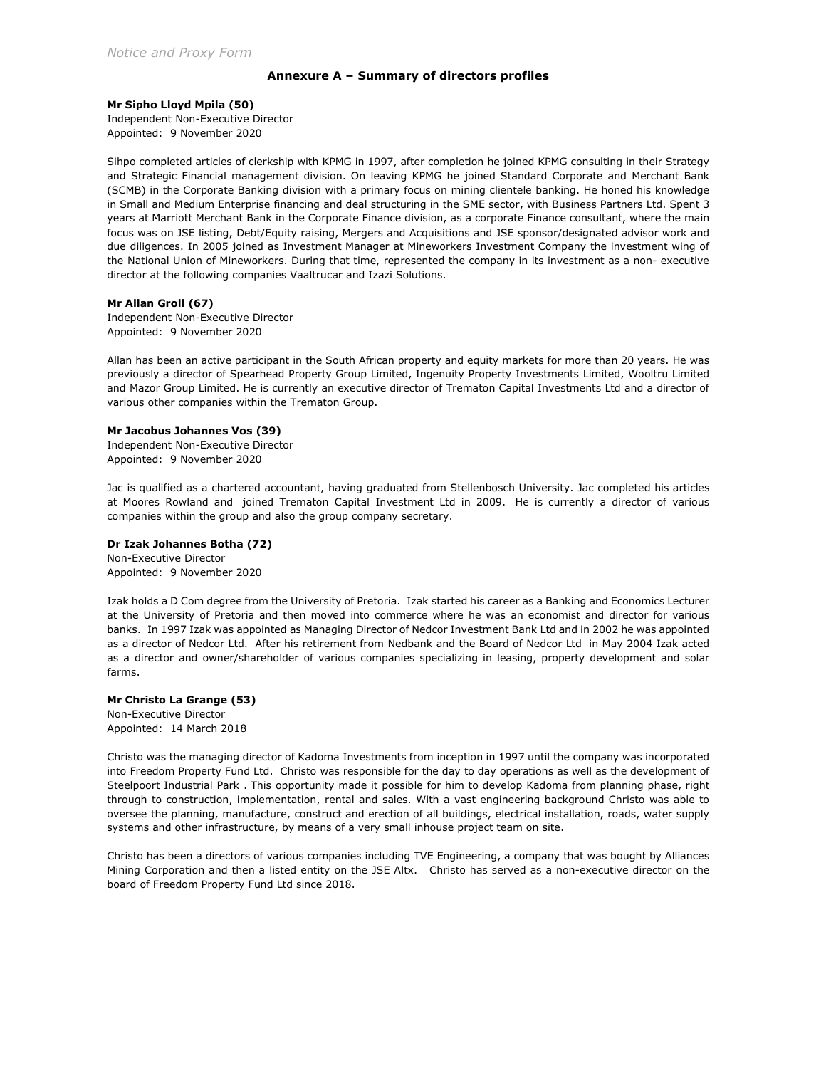## Annexure A – Summary of directors profiles

**Mr Sipho Lloyd Mpila (50)**
Independent Non-Executive Director
Appointed: 9 November 2020

Sihpo completed articles of clerkship with KPMG in 1997, after completion he joined KPMG consulting in their Strategy and Strategic Financial management division. On leaving KPMG he joined Standard Corporate and Merchant Bank (SCMB) in the Corporate Banking division with a primary focus on mining clientele banking. He honed his knowledge in Small and Medium Enterprise financing and deal structuring in the SME sector, with Business Partners Ltd. Spent 3 years at Marriott Merchant Bank in the Corporate Finance division, as a corporate Finance consultant, where the main focus was on JSE listing, Debt/Equity raising, Mergers and Acquisitions and JSE sponsor/designated advisor work and due diligences. In 2005 joined as Investment Manager at Mineworkers Investment Company the investment wing of the National Union of Mineworkers. During that time, represented the company in its investment as a non- executive director at the following companies Vaaltrucar and Izazi Solutions.

**Mr Allan Groll (67)**
Independent Non-Executive Director
Appointed: 9 November 2020

Allan has been an active participant in the South African property and equity markets for more than 20 years. He was previously a director of Spearhead Property Group Limited, Ingenuity Property Investments Limited, Wooltru Limited and Mazor Group Limited. He is currently an executive director of Trematon Capital Investments Ltd and a director of various other companies within the Trematon Group.

**Mr Jacobus Johannes Vos (39)**
Independent Non-Executive Director
Appointed: 9 November 2020

Jac is qualified as a chartered accountant, having graduated from Stellenbosch University. Jac completed his articles at Moores Rowland and joined Trematon Capital Investment Ltd in 2009. He is currently a director of various companies within the group and also the group company secretary.

**Dr Izak Johannes Botha (72)**
Non-Executive Director
Appointed: 9 November 2020

Izak holds a D Com degree from the University of Pretoria. Izak started his career as a Banking and Economics Lecturer at the University of Pretoria and then moved into commerce where he was an economist and director for various banks. In 1997 Izak was appointed as Managing Director of Nedcor Investment Bank Ltd and in 2002 he was appointed as a director of Nedcor Ltd. After his retirement from Nedbank and the Board of Nedcor Ltd in May 2004 Izak acted as a director and owner/shareholder of various companies specializing in leasing, property development and solar farms.

**Mr Christo La Grange (53)**
Non-Executive Director
Appointed: 14 March 2018

Christo was the managing director of Kadoma Investments from inception in 1997 until the company was incorporated into Freedom Property Fund Ltd. Christo was responsible for the day to day operations as well as the development of Steelpoort Industrial Park . This opportunity made it possible for him to develop Kadoma from planning phase, right through to construction, implementation, rental and sales. With a vast engineering background Christo was able to oversee the planning, manufacture, construct and erection of all buildings, electrical installation, roads, water supply systems and other infrastructure, by means of a very small inhouse project team on site.

Christo has been a directors of various companies including TVE Engineering, a company that was bought by Alliances Mining Corporation and then a listed entity on the JSE Altx. Christo has served as a non-executive director on the board of Freedom Property Fund Ltd since 2018.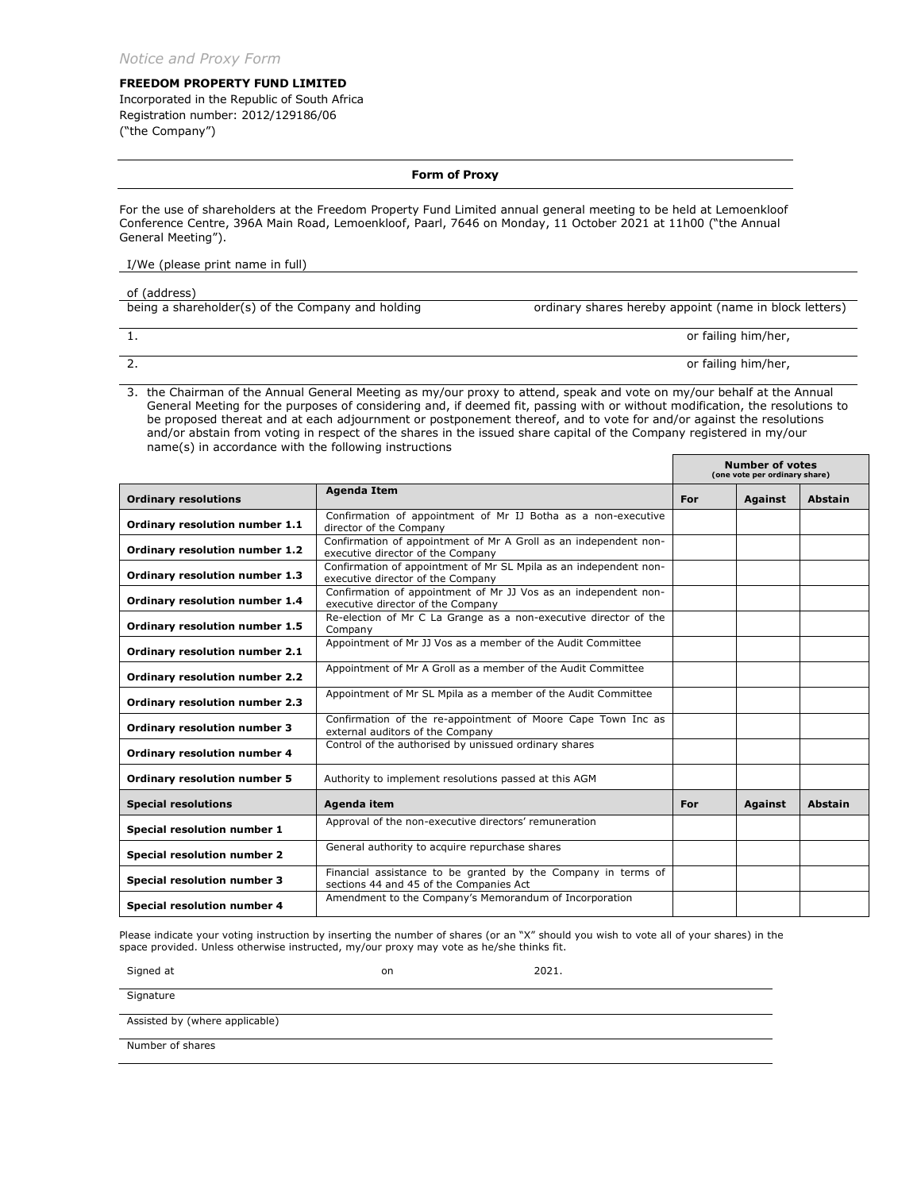*Notice and Proxy Form*

**FREEDOM PROPERTY FUND LIMITED**
Incorporated in the Republic of South Africa
Registration number: 2012/129186/06
("the Company")

## Form of Proxy

For the use of shareholders at the Freedom Property Fund Limited annual general meeting to be held at Lemoenkloof Conference Centre, 396A Main Road, Lemoenkloof, Paarl, 7646 on Monday, 11 October 2021 at 11h00 ("the Annual General Meeting").

I/We (please print name in full)

of (address)

being a shareholder(s) of the Company and holding ordinary shares hereby appoint (name in block letters)

1. or failing him/her,

2. or failing him/her,

3. the Chairman of the Annual General Meeting as my/our proxy to attend, speak and vote on my/our behalf at the Annual General Meeting for the purposes of considering and, if deemed fit, passing with or without modification, the resolutions to be proposed thereat and at each adjournment or postponement thereof, and to vote for and/or against the resolutions and/or abstain from voting in respect of the shares in the issued share capital of the Company registered in my/our name(s) in accordance with the following instructions

| | | Number of votes (one vote per ordinary share) | | |
|---|---|---|---|---|
| **Ordinary resolutions** | **Agenda Item** | **For** | **Against** | **Abstain** |
| **Ordinary resolution number 1.1** | Confirmation of appointment of Mr IJ Botha as a non-executive director of the Company | | | |
| **Ordinary resolution number 1.2** | Confirmation of appointment of Mr A Groll as an independent non-executive director of the Company | | | |
| **Ordinary resolution number 1.3** | Confirmation of appointment of Mr SL Mpila as an independent non-executive director of the Company | | | |
| **Ordinary resolution number 1.4** | Confirmation of appointment of Mr JJ Vos as an independent non-executive director of the Company | | | |
| **Ordinary resolution number 1.5** | Re-election of Mr C La Grange as a non-executive director of the Company | | | |
| **Ordinary resolution number 2.1** | Appointment of Mr JJ Vos as a member of the Audit Committee | | | |
| **Ordinary resolution number 2.2** | Appointment of Mr A Groll as a member of the Audit Committee | | | |
| **Ordinary resolution number 2.3** | Appointment of Mr SL Mpila as a member of the Audit Committee | | | |
| **Ordinary resolution number 3** | Confirmation of the re-appointment of Moore Cape Town Inc as external auditors of the Company | | | |
| **Ordinary resolution number 4** | Control of the authorised by unissued ordinary shares | | | |
| **Ordinary resolution number 5** | Authority to implement resolutions passed at this AGM | | | |
| **Special resolutions** | **Agenda item** | **For** | **Against** | **Abstain** |
| **Special resolution number 1** | Approval of the non-executive directors' remuneration | | | |
| **Special resolution number 2** | General authority to acquire repurchase shares | | | |
| **Special resolution number 3** | Financial assistance to be granted by the Company in terms of sections 44 and 45 of the Companies Act | | | |
| **Special resolution number 4** | Amendment to the Company's Memorandum of Incorporation | | | |

Please indicate your voting instruction by inserting the number of shares (or an "X" should you wish to vote all of your shares) in the space provided. Unless otherwise instructed, my/our proxy may vote as he/she thinks fit.

Signed at on 2021.

Signature

Assisted by (where applicable)

Number of shares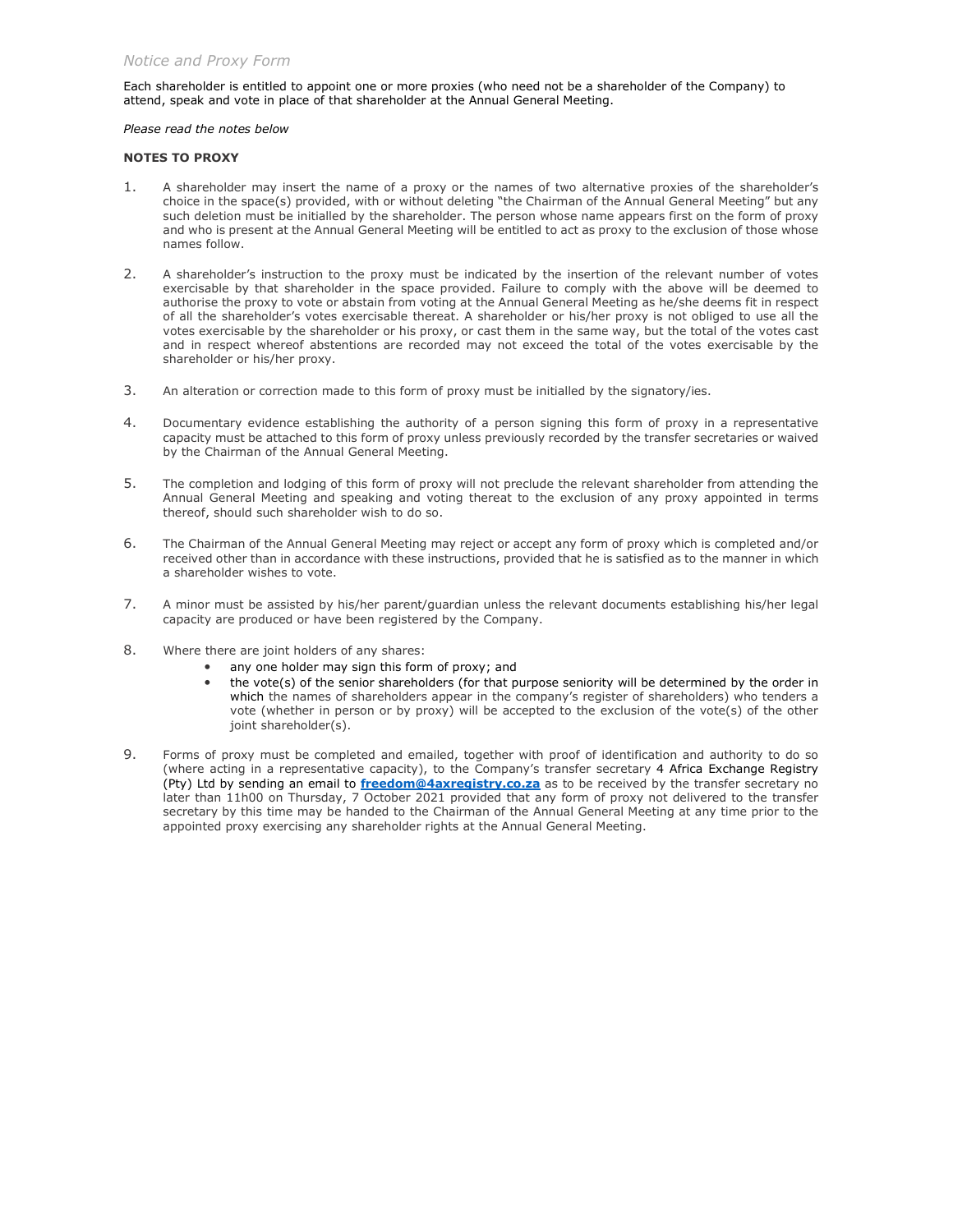*Notice and Proxy Form*

Each shareholder is entitled to appoint one or more proxies (who need not be a shareholder of the Company) to attend, speak and vote in place of that shareholder at the Annual General Meeting.

*Please read the notes below*

**NOTES TO PROXY**

1. A shareholder may insert the name of a proxy or the names of two alternative proxies of the shareholder's choice in the space(s) provided, with or without deleting "the Chairman of the Annual General Meeting" but any such deletion must be initialled by the shareholder. The person whose name appears first on the form of proxy and who is present at the Annual General Meeting will be entitled to act as proxy to the exclusion of those whose names follow.

2. A shareholder's instruction to the proxy must be indicated by the insertion of the relevant number of votes exercisable by that shareholder in the space provided. Failure to comply with the above will be deemed to authorise the proxy to vote or abstain from voting at the Annual General Meeting as he/she deems fit in respect of all the shareholder's votes exercisable thereat. A shareholder or his/her proxy is not obliged to use all the votes exercisable by the shareholder or his proxy, or cast them in the same way, but the total of the votes cast and in respect whereof abstentions are recorded may not exceed the total of the votes exercisable by the shareholder or his/her proxy.

3. An alteration or correction made to this form of proxy must be initialled by the signatory/ies.

4. Documentary evidence establishing the authority of a person signing this form of proxy in a representative capacity must be attached to this form of proxy unless previously recorded by the transfer secretaries or waived by the Chairman of the Annual General Meeting.

5. The completion and lodging of this form of proxy will not preclude the relevant shareholder from attending the Annual General Meeting and speaking and voting thereat to the exclusion of any proxy appointed in terms thereof, should such shareholder wish to do so.

6. The Chairman of the Annual General Meeting may reject or accept any form of proxy which is completed and/or received other than in accordance with these instructions, provided that he is satisfied as to the manner in which a shareholder wishes to vote.

7. A minor must be assisted by his/her parent/guardian unless the relevant documents establishing his/her legal capacity are produced or have been registered by the Company.

8. Where there are joint holders of any shares:
   - any one holder may sign this form of proxy; and
   - the vote(s) of the senior shareholders (for that purpose seniority will be determined by the order in which the names of shareholders appear in the company's register of shareholders) who tenders a vote (whether in person or by proxy) will be accepted to the exclusion of the vote(s) of the other joint shareholder(s).

9. Forms of proxy must be completed and emailed, together with proof of identification and authority to do so (where acting in a representative capacity), to the Company's transfer secretary 4 Africa Exchange Registry (Pty) Ltd by sending an email to **freedom@4axregistry.co.za** as to be received by the transfer secretary no later than 11h00 on Thursday, 7 October 2021 provided that any form of proxy not delivered to the transfer secretary by this time may be handed to the Chairman of the Annual General Meeting at any time prior to the appointed proxy exercising any shareholder rights at the Annual General Meeting.